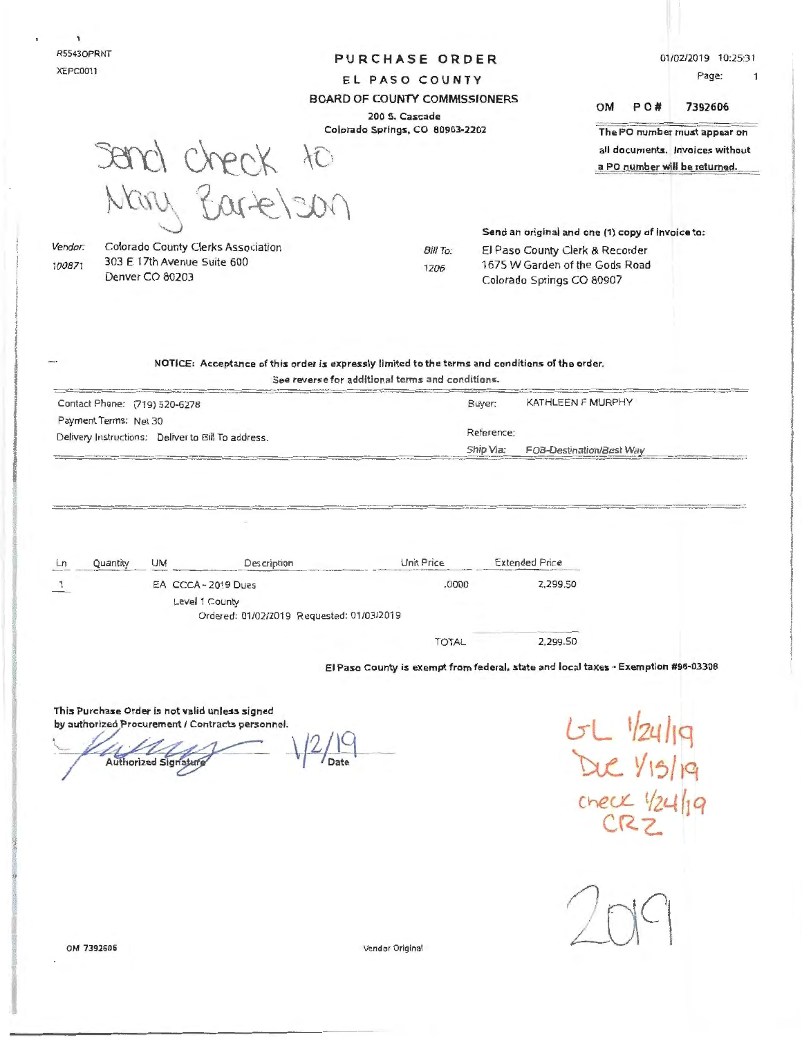R5543OPRNT
XEPC0011

# PURCHASE ORDER

## EL PASO COUNTY

### BOARD OF COUNTY COMMISSIONERS

200 S. Cascade
Colorado Springs, CO 80903-2202

01/02/2019 10:25:31
Page: 1

**OM PO# 7392606**

**The PO number must appear on all documents. Invoices without a PO number will be returned.**

Send check to Mary Bartelson

Vendor: 100871
Colorado County Clerks Association
303 E 17th Avenue Suite 600
Denver CO 80203

Bill To: 1206

**Send an original and one (1) copy of invoice to:**
El Paso County Clerk & Recorder
1675 W Garden of the Gods Road
Colorado Springs CO 80907

**NOTICE: Acceptance of this order is expressly limited to the terms and conditions of the order.**
**See reverse for additional terms and conditions.**

Contact Phone: (719) 520-6278
Payment Terms: Net 30
Delivery Instructions: Deliver to Bill To address.

Buyer: KATHLEEN F MURPHY
Reference:
Ship Via: FOB-Destination/Best Way

| Ln | Quantity | UM | Description | Unit Price | Extended Price |
|---|---|---|---|---|---|
| 1 | | EA | CCCA - 2019 Dues<br>Level 1 County<br>Ordered: 01/02/2019 Requested: 01/03/2019 | .0000 | 2,299.50 |
| | | | | TOTAL | 2,299.50 |

**El Paso County is exempt from federal, state and local taxes - Exemption #98-03308**

**This Purchase Order is not valid unless signed by authorized Procurement / Contracts personnel.**

Authorized Signature: [signature] Date: 1/2/19

GL 1/24/19
Due 1/15/19
check 1/24/19
CRZ

2019

OM 7392606

Vendor Original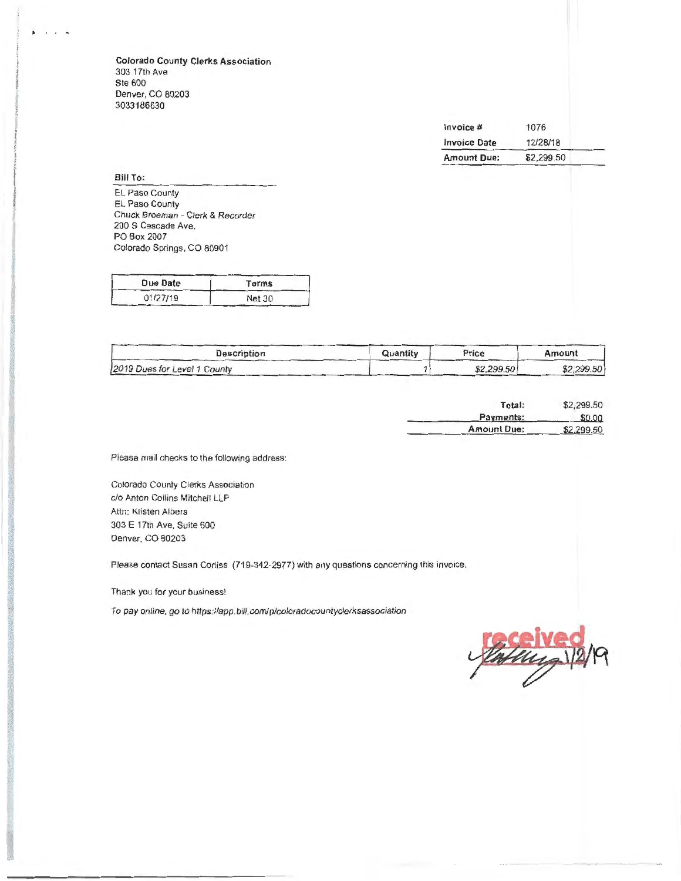**Colorado County Clerks Association**
303 17th Ave
Ste 600
Denver, CO 80203
3033186630

| Invoice # | 1076 |
|---|---|
| Invoice Date | 12/28/18 |
| Amount Due: | $2,299.50 |

**Bill To:**

EL Paso County
EL Paso County
*Chuck Broeman - Clerk & Recorder*
200 S Cascade Ave.
PO Box 2007
Colorado Springs, CO 80901

| Due Date | Terms |
|---|---|
| 01/27/19 | Net 30 |

| Description | Quantity | Price | Amount |
|---|---|---|---|
| *2019 Dues for Level 1 County* | 1 | *$2,299.50* | *$2,299.50* |

| | |
|---|---|
| **Total:** | $2,299.50 |
| **Payments:** | $0.00 |
| **Amount Due:** | $2,299.50 |

Please mail checks to the following address:

Colorado County Clerks Association
c/o Anton Collins Mitchell LLP
Attn: Kristen Albers
303 E 17th Ave, Suite 600
Denver, CO 80203

Please contact Susan Corliss (719-342-2977) with any questions concerning this invoice.

Thank you for your business!

*To pay online, go to https://app.bill.com/p/coloradocountyclerksassociation*

received 1/2/19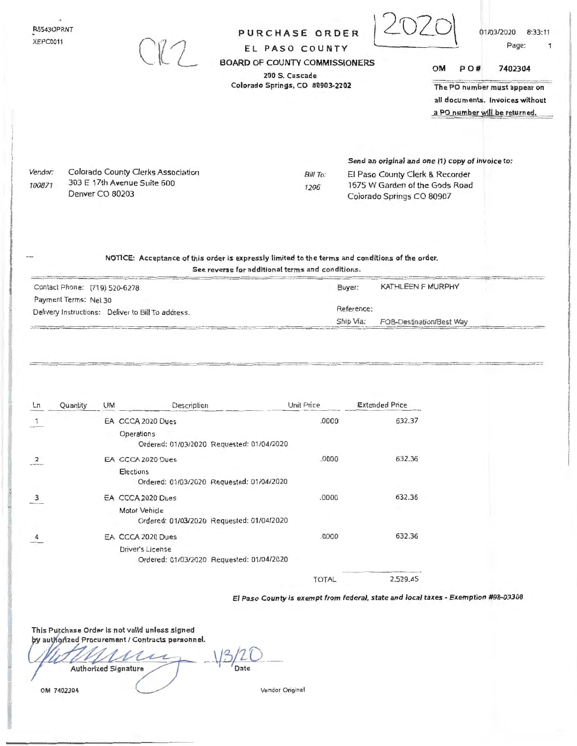R5543OPRNT
XEPC0011

CR2

# PURCHASE ORDER

## EL PASO COUNTY

**BOARD OF COUNTY COMMISSIONERS**

**200 S. Cascade**
**Colorado Springs, CO 80903-2202**

2020

01/03/2020 8:33:11

Page: 1

**OM P O # 7402304**

**The PO number must appear on all documents. Invoices without a PO number will be returned.**

*Vendor:* 100871
Colorado County Clerks Association
303 E 17th Avenue Suite 600
Denver CO 80203

***Send an original and one (1) copy of invoice to:***

*Bill To:* 1206
El Paso County Clerk & Recorder
1675 W Garden of the Gods Road
Colorado Springs CO 80907

**NOTICE: Acceptance of this order is expressly limited to the terms and conditions of the order.**
**See reverse for additional terms and conditions.**

Contact Phone: (719) 520-6278
Payment Terms: Net 30
Delivery Instructions: Deliver to Bill To address.

Buyer: KATHLEEN F MURPHY
Reference:
Ship Via: FOB-Destination/Best Way

| Ln | Quantity | UM | Description | Unit Price | Extended Price |
|---|---|---|---|---|---|
| 1 | | EA | CCCA 2020 Dues<br>Operations<br>Ordered: 01/03/2020 Requested: 01/04/2020 | .0000 | 632.37 |
| 2 | | EA | CCCA 2020 Dues<br>Elections<br>Ordered: 01/03/2020 Requested: 01/04/2020 | .0000 | 632.36 |
| 3 | | EA | CCCA 2020 Dues<br>Motor Vehicle<br>Ordered: 01/03/2020 Requested: 01/04/2020 | .0000 | 632.36 |
| 4 | | EA | CCCA 2020 Dues<br>Driver's License<br>Ordered: 01/03/2020 Requested: 01/04/2020 | .0000 | 632.36 |
| | | | | TOTAL | 2,529.45 |

***El Paso County is exempt from federal, state and local taxes - Exemption #98-03308***

**This Purchase Order is not valid unless signed by authorized Procurement / Contracts personnel.**

Authorized Signature — Date: 1/3/20

OM 7402304

Vendor Original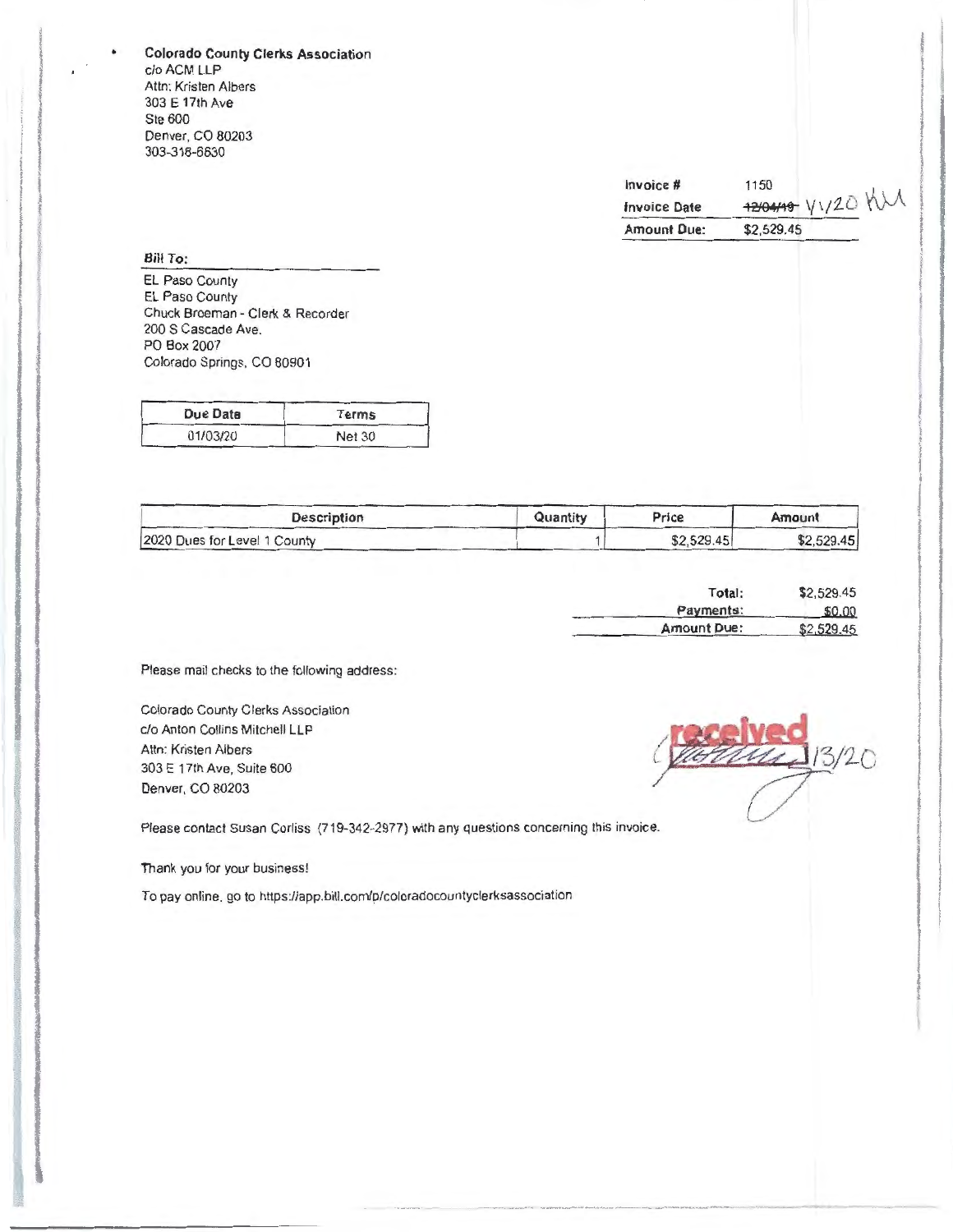**Colorado County Clerks Association**
c/o ACM LLP
Attn: Kristen Albers
303 E 17th Ave
Ste 600
Denver, CO 80203
303-318-6630

| | |
|---|---|
| **Invoice #** | 1150 |
| **Invoice Date** | ~~12/04/19~~ 1/1/20 KM |
| **Amount Due:** | $2,529.45 |

**Bill To:**

EL Paso County
EL Paso County
Chuck Broeman - Clerk & Recorder
200 S Cascade Ave.
PO Box 2007
Colorado Springs, CO 80901

| Due Date | Terms |
|---|---|
| 01/03/20 | Net 30 |

| Description | Quantity | Price | Amount |
|---|---|---|---|
| 2020 Dues for Level 1 County | 1 | $2,529.45 | $2,529.45 |

| | |
|---|---|
| Total: | $2,529.45 |
| Payments: | $0.00 |
| Amount Due: | $2,529.45 |

Please mail checks to the following address:

Colorado County Clerks Association
c/o Anton Collins Mitchell LLP
Attn: Kristen Albers
303 E 17th Ave, Suite 600
Denver, CO 80203

received 1/13/20

Please contact Susan Corliss (719-342-2977) with any questions concerning this invoice.

Thank you for your business!

To pay online, go to https://app.bill.com/p/coloradocountyclerksassociation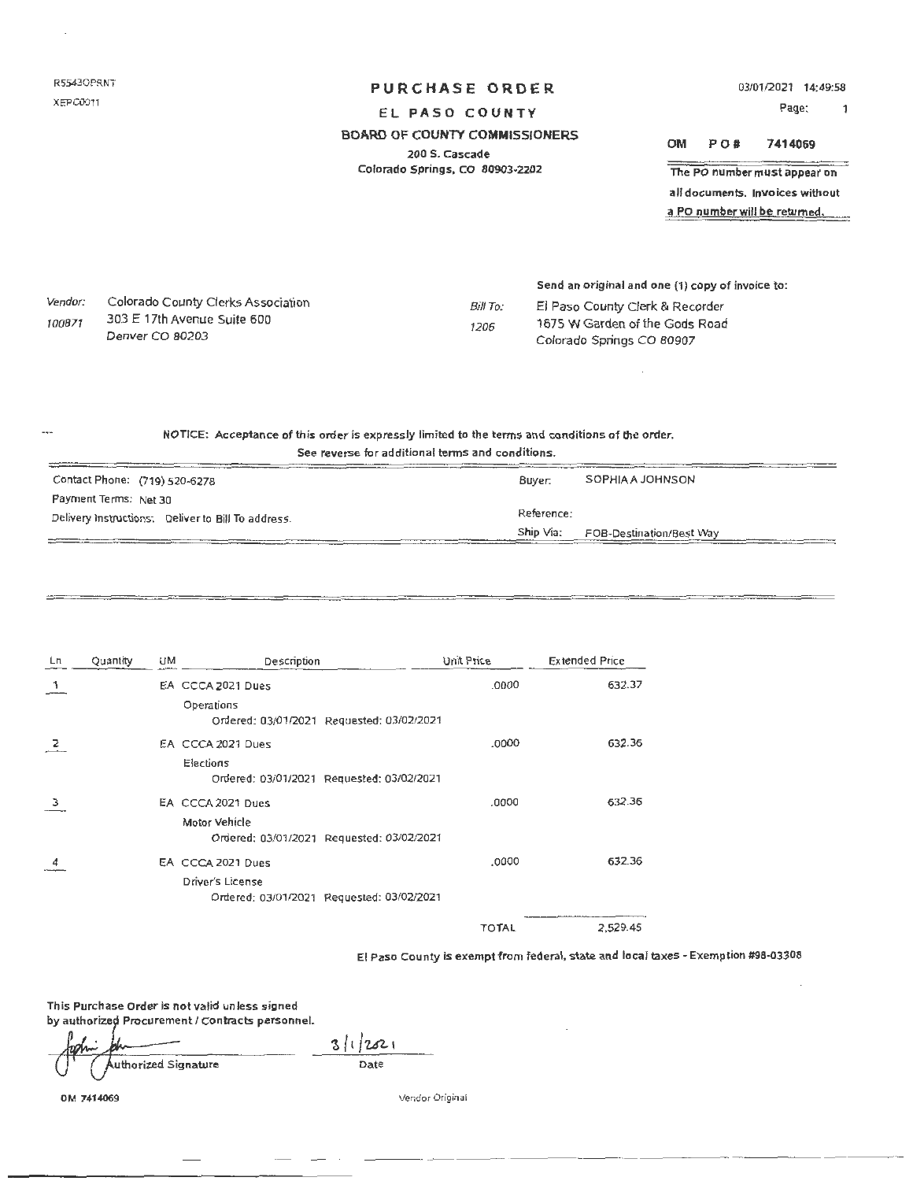R5543OPRNT
XEPC0011

# PURCHASE ORDER

## EL PASO COUNTY

### BOARD OF COUNTY COMMISSIONERS

200 S. Cascade
Colorado Springs, CO 80903-2202

03/01/2021 14:49:58
Page: 1

**OM P O # 7414069**

**The PO number must appear on all documents. Invoices without a PO number will be returned.**

*Vendor:* Colorado County Clerks Association
*100871* 303 E 17th Avenue Suite 600
Denver CO 80203

**Send an original and one (1) copy of invoice to:**

*Bill To:* El Paso County Clerk & Recorder
*1206* 1675 W Garden of the Gods Road
Colorado Springs CO 80907

**NOTICE: Acceptance of this order is expressly limited to the terms and conditions of the order.**
**See reverse for additional terms and conditions.**

Contact Phone: (719) 520-6278
Payment Terms: Net 30
Delivery Instructions: Deliver to Bill To address.

Buyer: SOPHIA A JOHNSON
Reference:
Ship Via: FOB-Destination/Best Way

| Ln | Quantity | UM | Description | Unit Price | Extended Price |
|---|---|---|---|---|---|
| 1 | | EA | CCCA 2021 Dues<br>Operations<br>Ordered: 03/01/2021 Requested: 03/02/2021 | .0000 | 632.37 |
| 2 | | EA | CCCA 2021 Dues<br>Elections<br>Ordered: 03/01/2021 Requested: 03/02/2021 | .0000 | 632.36 |
| 3 | | EA | CCCA 2021 Dues<br>Motor Vehicle<br>Ordered: 03/01/2021 Requested: 03/02/2021 | .0000 | 632.36 |
| 4 | | EA | CCCA 2021 Dues<br>Driver's License<br>Ordered: 03/01/2021 Requested: 03/02/2021 | .0000 | 632.36 |
| | | | | TOTAL | 2,529.45 |

**El Paso County is exempt from federal, state and local taxes - Exemption #98-03308**

**This Purchase Order is not valid unless signed by authorized Procurement / Contracts personnel.**

Authorized Signature: [signature] Date: 3/1/2021

OM 7414069

Vendor Original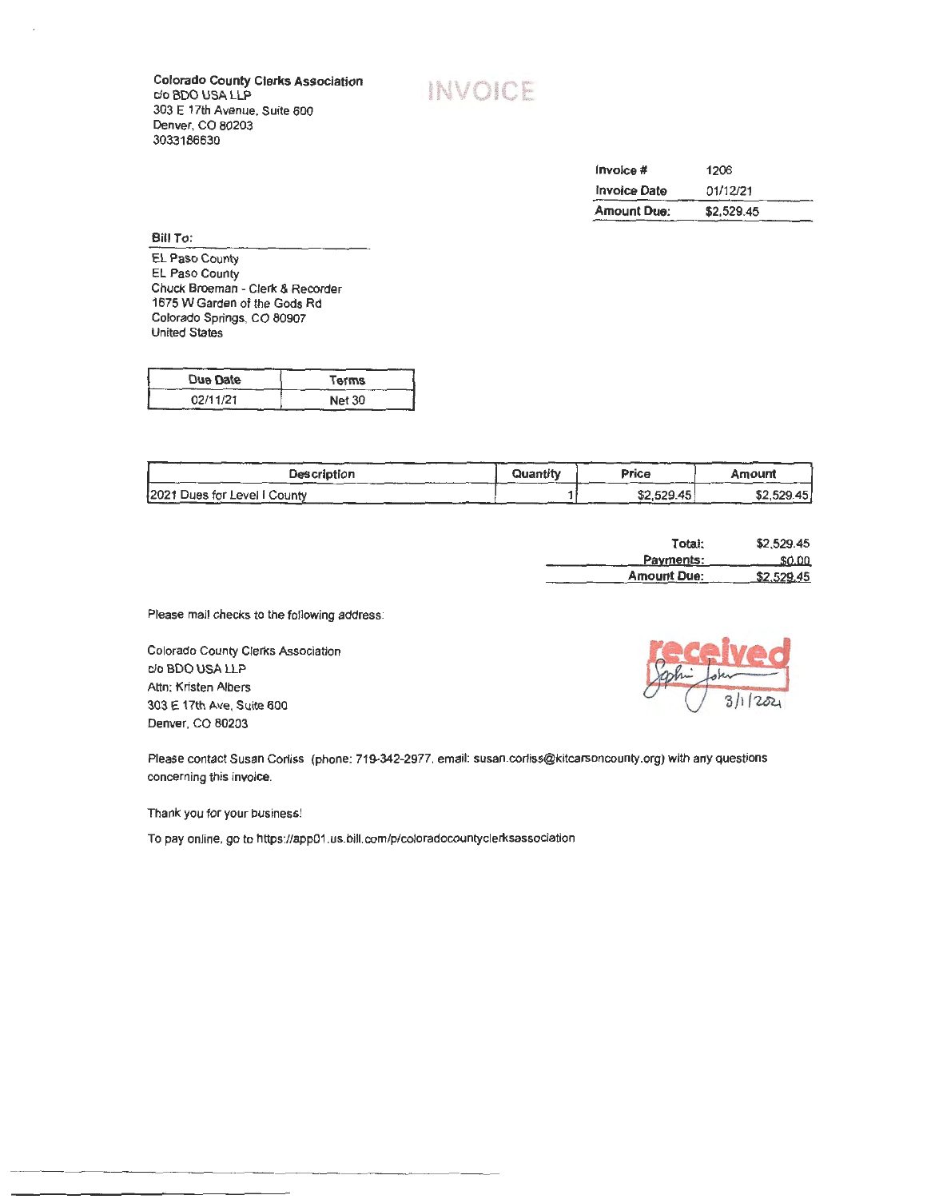**Colorado County Clerks Association**
c/o BDO USA LLP
303 E 17th Avenue, Suite 600
Denver, CO 80203
3033186630

# INVOICE

| | |
|---|---|
| **Invoice #** | 1206 |
| **Invoice Date** | 01/12/21 |
| **Amount Due:** | $2,529.45 |

**Bill To:**

EL Paso County
EL Paso County
Chuck Broeman - Clerk & Recorder
1675 W Garden of the Gods Rd
Colorado Springs, CO 80907
United States

| Due Date | Terms |
|---|---|
| 02/11/21 | Net 30 |

| Description | Quantity | Price | Amount |
|---|---|---|---|
| 2021 Dues for Level I County | 1 | $2,529.45 | $2,529.45 |

| | |
|---|---|
| **Total:** | $2,529.45 |
| **Payments:** | $0.00 |
| **Amount Due:** | $2,529.45 |

Please mail checks to the following address:

Colorado County Clerks Association
c/o BDO USA LLP
Attn: Kristen Albers
303 E 17th Ave, Suite 600
Denver, CO 80203

received
3/1/2021

Please contact Susan Corliss (phone: 719-342-2977, email: susan.corliss@kitcarsoncounty.org) with any questions concerning this invoice.

Thank you for your business!

To pay online, go to https://app01.us.bill.com/p/coloradocountyclerksassociation